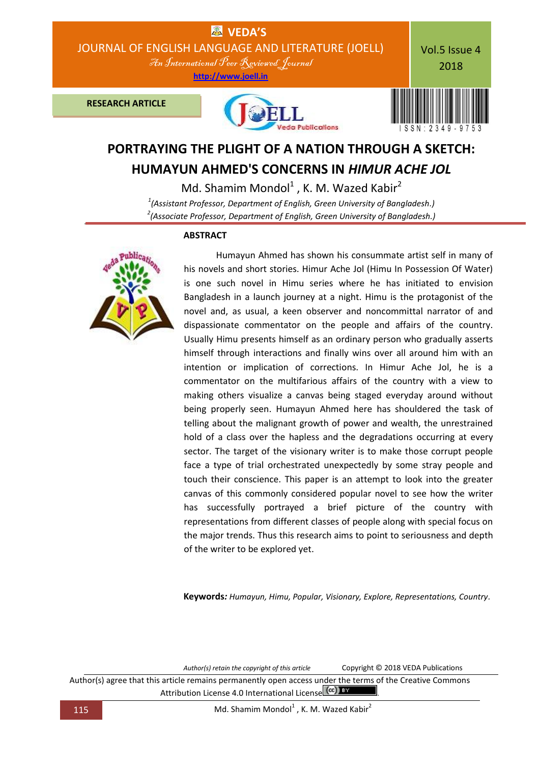RESEARCH ARTICLE

# PORTRAYING THE PLIGHT OF A NATION THROUGH A SKETCH: HUMAYUN AHMED'S CONCERNS IN *HIMUR ACHE JOL*

Md. Shamim Mondol[1] , K. M. Wazed Kabir[2]

[1]*(Assistant Professor, Department of English, Green University of Bangladesh.)*

[2]*(Associate Professor, Department of English, Green University of Bangladesh.)*

## ABSTRACT

Humayun Ahmed has shown his consummate artist self in many of his novels and short stories. Himur Ache Jol (Himu In Possession Of Water) is one such novel in Himu series where he has initiated to envision Bangladesh in a launch journey at a night. Himu is the protagonist of the novel and, as usual, a keen observer and noncommittal narrator of and dispassionate commentator on the people and affairs of the country. Usually Himu presents himself as an ordinary person who gradually asserts himself through interactions and finally wins over all around him with an intention or implication of corrections. In Himur Ache Jol, he is a commentator on the multifarious affairs of the country with a view to making others visualize a canvas being staged everyday around without being properly seen. Humayun Ahmed here has shouldered the task of telling about the malignant growth of power and wealth, the unrestrained hold of a class over the hapless and the degradations occurring at every sector. The target of the visionary writer is to make those corrupt people face a type of trial orchestrated unexpectedly by some stray people and touch their conscience. This paper is an attempt to look into the greater canvas of this commonly considered popular novel to see how the writer has successfully portrayed a brief picture of the country with representations from different classes of people along with special focus on the major trends. Thus this research aims to point to seriousness and depth of the writer to be explored yet.

**Keywords***: Humayun, Himu, Popular, Visionary, Explore, Representations, Country.*

*Author(s) retain the copyright of this article* Copyright © 2018 VEDA Publications

Author(s) agree that this article remains permanently open access under the terms of the Creative Commons Attribution License 4.0 International License.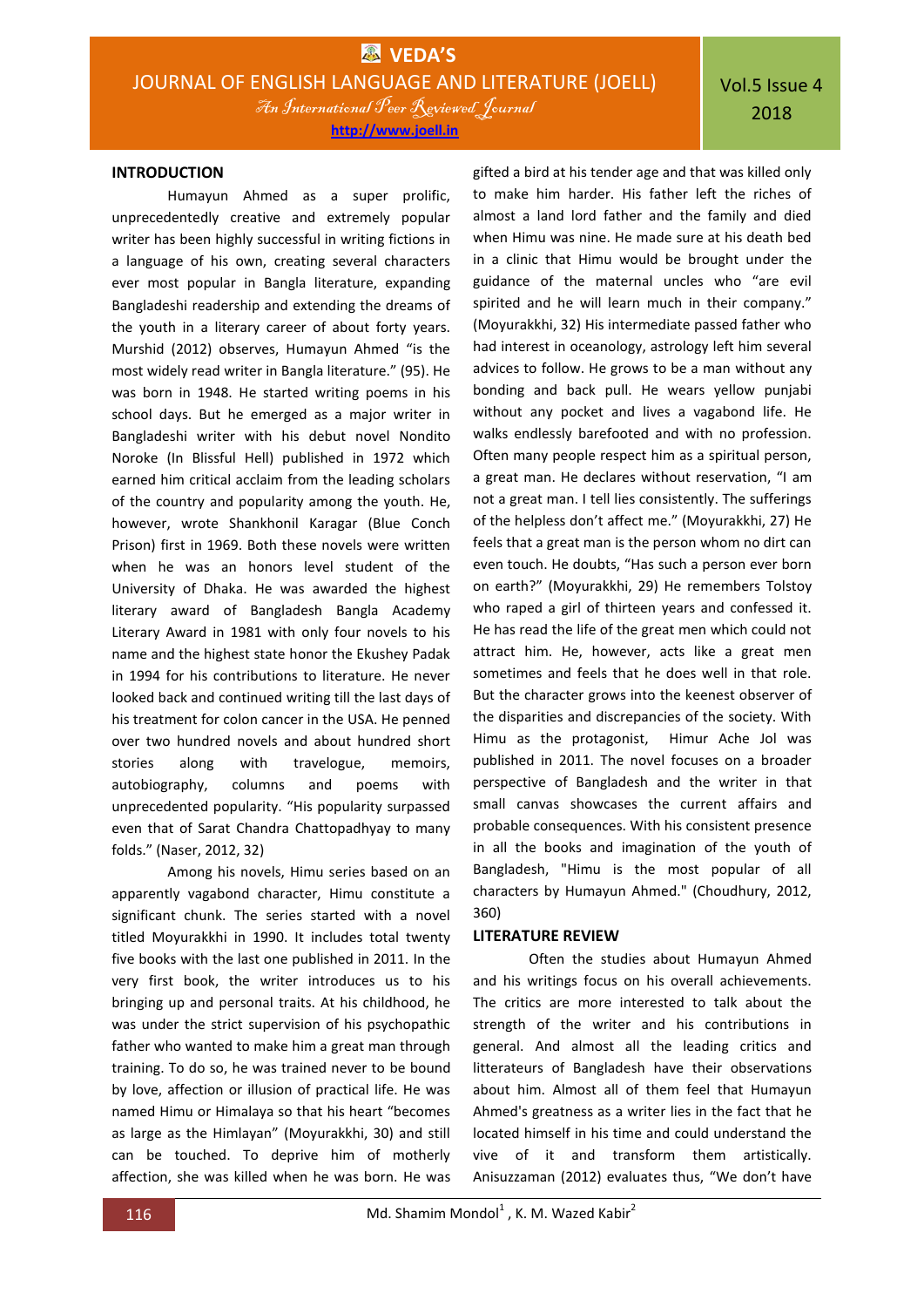## INTRODUCTION

Humayun Ahmed as a super prolific, unprecedentedly creative and extremely popular writer has been highly successful in writing fictions in a language of his own, creating several characters ever most popular in Bangla literature, expanding Bangladeshi readership and extending the dreams of the youth in a literary career of about forty years. Murshid (2012) observes, Humayun Ahmed "is the most widely read writer in Bangla literature." (95). He was born in 1948. He started writing poems in his school days. But he emerged as a major writer in Bangladeshi writer with his debut novel Nondito Noroke (In Blissful Hell) published in 1972 which earned him critical acclaim from the leading scholars of the country and popularity among the youth. He, however, wrote Shankhonil Karagar (Blue Conch Prison) first in 1969. Both these novels were written when he was an honors level student of the University of Dhaka. He was awarded the highest literary award of Bangladesh Bangla Academy Literary Award in 1981 with only four novels to his name and the highest state honor the Ekushey Padak in 1994 for his contributions to literature. He never looked back and continued writing till the last days of his treatment for colon cancer in the USA. He penned over two hundred novels and about hundred short stories along with travelogue, memoirs, autobiography, columns and poems with unprecedented popularity. "His popularity surpassed even that of Sarat Chandra Chattopadhyay to many folds." (Naser, 2012, 32)

Among his novels, Himu series based on an apparently vagabond character, Himu constitute a significant chunk. The series started with a novel titled Moyurakkhi in 1990. It includes total twenty five books with the last one published in 2011. In the very first book, the writer introduces us to his bringing up and personal traits. At his childhood, he was under the strict supervision of his psychopathic father who wanted to make him a great man through training. To do so, he was trained never to be bound by love, affection or illusion of practical life. He was named Himu or Himalaya so that his heart "becomes as large as the Himlayan" (Moyurakkhi, 30) and still can be touched. To deprive him of motherly affection, she was killed when he was born. He was gifted a bird at his tender age and that was killed only to make him harder. His father left the riches of almost a land lord father and the family and died when Himu was nine. He made sure at his death bed in a clinic that Himu would be brought under the guidance of the maternal uncles who "are evil spirited and he will learn much in their company." (Moyurakkhi, 32) His intermediate passed father who had interest in oceanology, astrology left him several advices to follow. He grows to be a man without any bonding and back pull. He wears yellow punjabi without any pocket and lives a vagabond life. He walks endlessly barefooted and with no profession. Often many people respect him as a spiritual person, a great man. He declares without reservation, "I am not a great man. I tell lies consistently. The sufferings of the helpless don't affect me." (Moyurakkhi, 27) He feels that a great man is the person whom no dirt can even touch. He doubts, "Has such a person ever born on earth?" (Moyurakkhi, 29) He remembers Tolstoy who raped a girl of thirteen years and confessed it. He has read the life of the great men which could not attract him. He, however, acts like a great men sometimes and feels that he does well in that role. But the character grows into the keenest observer of the disparities and discrepancies of the society. With Himu as the protagonist, Himur Ache Jol was published in 2011. The novel focuses on a broader perspective of Bangladesh and the writer in that small canvas showcases the current affairs and probable consequences. With his consistent presence in all the books and imagination of the youth of Bangladesh, "Himu is the most popular of all characters by Humayun Ahmed." (Choudhury, 2012, 360)

## LITERATURE REVIEW

Often the studies about Humayun Ahmed and his writings focus on his overall achievements. The critics are more interested to talk about the strength of the writer and his contributions in general. And almost all the leading critics and litterateurs of Bangladesh have their observations about him. Almost all of them feel that Humayun Ahmed's greatness as a writer lies in the fact that he located himself in his time and could understand the vive of it and transform them artistically. Anisuzzaman (2012) evaluates thus, "We don't have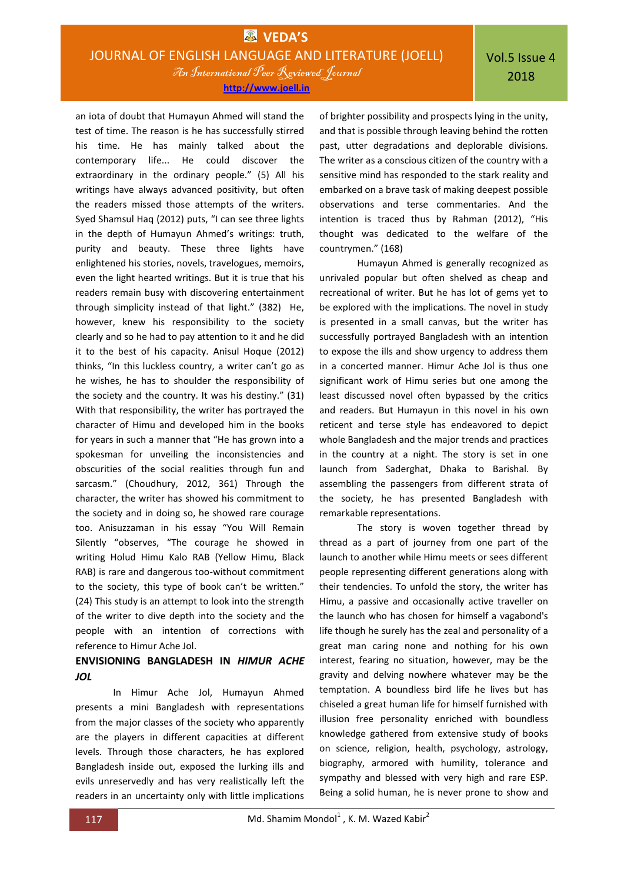an iota of doubt that Humayun Ahmed will stand the test of time. The reason is he has successfully stirred his time. He has mainly talked about the contemporary life... He could discover the extraordinary in the ordinary people." (5) All his writings have always advanced positivity, but often the readers missed those attempts of the writers. Syed Shamsul Haq (2012) puts, "I can see three lights in the depth of Humayun Ahmed's writings: truth, purity and beauty. These three lights have enlightened his stories, novels, travelogues, memoirs, even the light hearted writings. But it is true that his readers remain busy with discovering entertainment through simplicity instead of that light." (382) He, however, knew his responsibility to the society clearly and so he had to pay attention to it and he did it to the best of his capacity. Anisul Hoque (2012) thinks, "In this luckless country, a writer can't go as he wishes, he has to shoulder the responsibility of the society and the country. It was his destiny." (31) With that responsibility, the writer has portrayed the character of Himu and developed him in the books for years in such a manner that "He has grown into a spokesman for unveiling the inconsistencies and obscurities of the social realities through fun and sarcasm." (Choudhury, 2012, 361) Through the character, the writer has showed his commitment to the society and in doing so, he showed rare courage too. Anisuzzaman in his essay "You Will Remain Silently "observes, "The courage he showed in writing Holud Himu Kalo RAB (Yellow Himu, Black RAB) is rare and dangerous too-without commitment to the society, this type of book can't be written." (24) This study is an attempt to look into the strength of the writer to dive depth into the society and the people with an intention of corrections with reference to Himur Ache Jol.

## ENVISIONING BANGLADESH IN *HIMUR ACHE JOL*

In Himur Ache Jol, Humayun Ahmed presents a mini Bangladesh with representations from the major classes of the society who apparently are the players in different capacities at different levels. Through those characters, he has explored Bangladesh inside out, exposed the lurking ills and evils unreservedly and has very realistically left the readers in an uncertainty only with little implications of brighter possibility and prospects lying in the unity, and that is possible through leaving behind the rotten past, utter degradations and deplorable divisions. The writer as a conscious citizen of the country with a sensitive mind has responded to the stark reality and embarked on a brave task of making deepest possible observations and terse commentaries. And the intention is traced thus by Rahman (2012), "His thought was dedicated to the welfare of the countrymen." (168)

Humayun Ahmed is generally recognized as unrivaled popular but often shelved as cheap and recreational of writer. But he has lot of gems yet to be explored with the implications. The novel in study is presented in a small canvas, but the writer has successfully portrayed Bangladesh with an intention to expose the ills and show urgency to address them in a concerted manner. Himur Ache Jol is thus one significant work of Himu series but one among the least discussed novel often bypassed by the critics and readers. But Humayun in this novel in his own reticent and terse style has endeavored to depict whole Bangladesh and the major trends and practices in the country at a night. The story is set in one launch from Saderghat, Dhaka to Barishal. By assembling the passengers from different strata of the society, he has presented Bangladesh with remarkable representations.

The story is woven together thread by thread as a part of journey from one part of the launch to another while Himu meets or sees different people representing different generations along with their tendencies. To unfold the story, the writer has Himu, a passive and occasionally active traveller on the launch who has chosen for himself a vagabond's life though he surely has the zeal and personality of a great man caring none and nothing for his own interest, fearing no situation, however, may be the gravity and delving nowhere whatever may be the temptation. A boundless bird life he lives but has chiseled a great human life for himself furnished with illusion free personality enriched with boundless knowledge gathered from extensive study of books on science, religion, health, psychology, astrology, biography, armored with humility, tolerance and sympathy and blessed with very high and rare ESP. Being a solid human, he is never prone to show and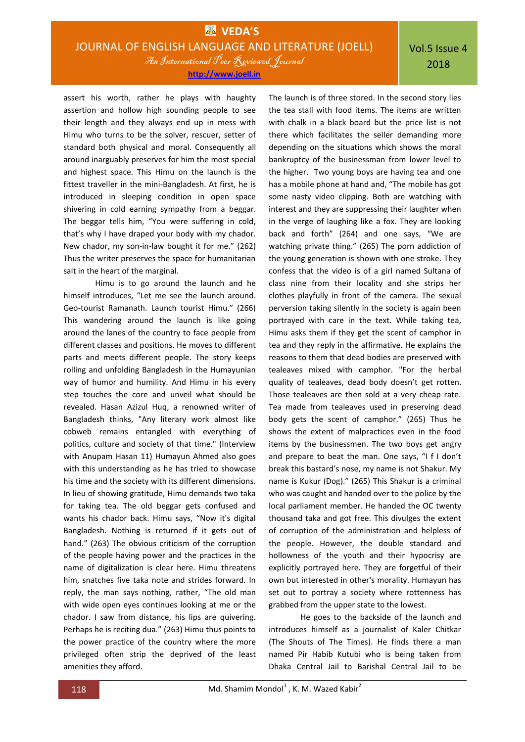assert his worth, rather he plays with haughty assertion and hollow high sounding people to see their length and they always end up in mess with Himu who turns to be the solver, rescuer, setter of standard both physical and moral. Consequently all around inarguably preserves for him the most special and highest space. This Himu on the launch is the fittest traveller in the mini-Bangladesh. At first, he is introduced in sleeping condition in open space shivering in cold earning sympathy from a beggar. The beggar tells him, "You were suffering in cold, that's why I have draped your body with my chador. New chador, my son-in-law bought it for me." (262) Thus the writer preserves the space for humanitarian salt in the heart of the marginal.

Himu is to go around the launch and he himself introduces, "Let me see the launch around. Geo-tourist Ramanath. Launch tourist Himu." (266) This wandering around the launch is like going around the lanes of the country to face people from different classes and positions. He moves to different parts and meets different people. The story keeps rolling and unfolding Bangladesh in the Humayunian way of humor and humility. And Himu in his every step touches the core and unveil what should be revealed. Hasan Azizul Huq, a renowned writer of Bangladesh thinks, "Any literary work almost like cobweb remains entangled with everything of politics, culture and society of that time." (Interview with Anupam Hasan 11) Humayun Ahmed also goes with this understanding as he has tried to showcase his time and the society with its different dimensions. In lieu of showing gratitude, Himu demands two taka for taking tea. The old beggar gets confused and wants his chador back. Himu says, "Now it's digital Bangladesh. Nothing is returned if it gets out of hand." (263) The obvious criticism of the corruption of the people having power and the practices in the name of digitalization is clear here. Himu threatens him, snatches five taka note and strides forward. In reply, the man says nothing, rather, "The old man with wide open eyes continues looking at me or the chador. I saw from distance, his lips are quivering. Perhaps he is reciting dua." (263) Himu thus points to the power practice of the country where the more privileged often strip the deprived of the least amenities they afford.

The launch is of three stored. In the second story lies the tea stall with food items. The items are written with chalk in a black board but the price list is not there which facilitates the seller demanding more depending on the situations which shows the moral bankruptcy of the businessman from lower level to the higher. Two young boys are having tea and one has a mobile phone at hand and, "The mobile has got some nasty video clipping. Both are watching with interest and they are suppressing their laughter when in the verge of laughing like a fox. They are looking back and forth" (264) and one says, "We are watching private thing." (265) The porn addiction of the young generation is shown with one stroke. They confess that the video is of a girl named Sultana of class nine from their locality and she strips her clothes playfully in front of the camera. The sexual perversion taking silently in the society is again been portrayed with care in the text. While taking tea, Himu asks them if they get the scent of camphor in tea and they reply in the affirmative. He explains the reasons to them that dead bodies are preserved with tealeaves mixed with camphor. "For the herbal quality of tealeaves, dead body doesn't get rotten. Those tealeaves are then sold at a very cheap rate. Tea made from tealeaves used in preserving dead body gets the scent of camphor." (265) Thus he shows the extent of malpractices even in the food items by the businessmen. The two boys get angry and prepare to beat the man. One says, "I f I don't break this bastard's nose, my name is not Shakur. My name is Kukur (Dog)." (265) This Shakur is a criminal who was caught and handed over to the police by the local parliament member. He handed the OC twenty thousand taka and got free. This divulges the extent of corruption of the administration and helpless of the people. However, the double standard and hollowness of the youth and their hypocrisy are explicitly portrayed here. They are forgetful of their own but interested in other's morality. Humayun has set out to portray a society where rottenness has grabbed from the upper state to the lowest.

He goes to the backside of the launch and introduces himself as a journalist of Kaler Chitkar (The Shouts of The Times). He finds there a man named Pir Habib Kutubi who is being taken from Dhaka Central Jail to Barishal Central Jail to be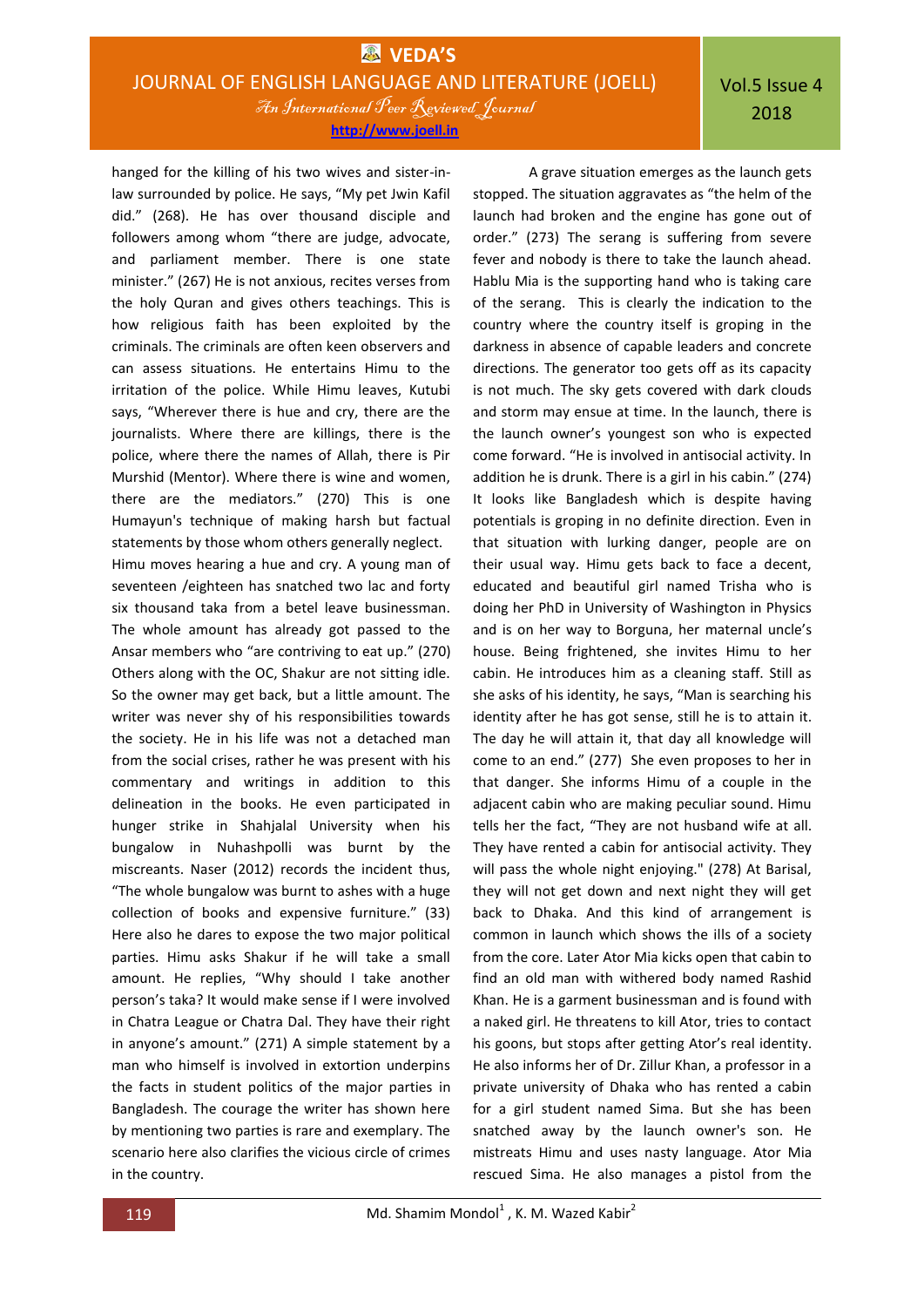hanged for the killing of his two wives and sister-in-law surrounded by police. He says, "My pet Jwin Kafil did." (268). He has over thousand disciple and followers among whom "there are judge, advocate, and parliament member. There is one state minister." (267) He is not anxious, recites verses from the holy Quran and gives others teachings. This is how religious faith has been exploited by the criminals. The criminals are often keen observers and can assess situations. He entertains Himu to the irritation of the police. While Himu leaves, Kutubi says, "Wherever there is hue and cry, there are the journalists. Where there are killings, there is the police, where there the names of Allah, there is Pir Murshid (Mentor). Where there is wine and women, there are the mediators." (270) This is one Humayun's technique of making harsh but factual statements by those whom others generally neglect.

Himu moves hearing a hue and cry. A young man of seventeen /eighteen has snatched two lac and forty six thousand taka from a betel leave businessman. The whole amount has already got passed to the Ansar members who "are contriving to eat up." (270) Others along with the OC, Shakur are not sitting idle. So the owner may get back, but a little amount. The writer was never shy of his responsibilities towards the society. He in his life was not a detached man from the social crises, rather he was present with his commentary and writings in addition to this delineation in the books. He even participated in hunger strike in Shahjalal University when his bungalow in Nuhashpolli was burnt by the miscreants. Naser (2012) records the incident thus, "The whole bungalow was burnt to ashes with a huge collection of books and expensive furniture." (33) Here also he dares to expose the two major political parties. Himu asks Shakur if he will take a small amount. He replies, "Why should I take another person's taka? It would make sense if I were involved in Chatra League or Chatra Dal. They have their right in anyone's amount." (271) A simple statement by a man who himself is involved in extortion underpins the facts in student politics of the major parties in Bangladesh. The courage the writer has shown here by mentioning two parties is rare and exemplary. The scenario here also clarifies the vicious circle of crimes in the country.

A grave situation emerges as the launch gets stopped. The situation aggravates as "the helm of the launch had broken and the engine has gone out of order." (273) The serang is suffering from severe fever and nobody is there to take the launch ahead. Hablu Mia is the supporting hand who is taking care of the serang. This is clearly the indication to the country where the country itself is groping in the darkness in absence of capable leaders and concrete directions. The generator too gets off as its capacity is not much. The sky gets covered with dark clouds and storm may ensue at time. In the launch, there is the launch owner's youngest son who is expected come forward. "He is involved in antisocial activity. In addition he is drunk. There is a girl in his cabin." (274) It looks like Bangladesh which is despite having potentials is groping in no definite direction. Even in that situation with lurking danger, people are on their usual way. Himu gets back to face a decent, educated and beautiful girl named Trisha who is doing her PhD in University of Washington in Physics and is on her way to Borguna, her maternal uncle's house. Being frightened, she invites Himu to her cabin. He introduces him as a cleaning staff. Still as she asks of his identity, he says, "Man is searching his identity after he has got sense, still he is to attain it. The day he will attain it, that day all knowledge will come to an end." (277) She even proposes to her in that danger. She informs Himu of a couple in the adjacent cabin who are making peculiar sound. Himu tells her the fact, "They are not husband wife at all. They have rented a cabin for antisocial activity. They will pass the whole night enjoying." (278) At Barisal, they will not get down and next night they will get back to Dhaka. And this kind of arrangement is common in launch which shows the ills of a society from the core. Later Ator Mia kicks open that cabin to find an old man with withered body named Rashid Khan. He is a garment businessman and is found with a naked girl. He threatens to kill Ator, tries to contact his goons, but stops after getting Ator's real identity. He also informs her of Dr. Zillur Khan, a professor in a private university of Dhaka who has rented a cabin for a girl student named Sima. But she has been snatched away by the launch owner's son. He mistreats Himu and uses nasty language. Ator Mia rescued Sima. He also manages a pistol from the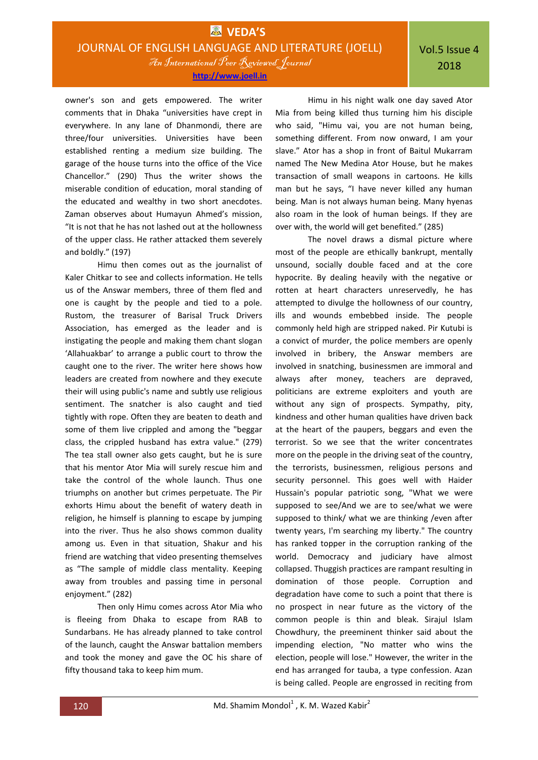owner's son and gets empowered. The writer comments that in Dhaka "universities have crept in everywhere. In any lane of Dhanmondi, there are three/four universities. Universities have been established renting a medium size building. The garage of the house turns into the office of the Vice Chancellor." (290) Thus the writer shows the miserable condition of education, moral standing of the educated and wealthy in two short anecdotes. Zaman observes about Humayun Ahmed's mission, "It is not that he has not lashed out at the hollowness of the upper class. He rather attacked them severely and boldly." (197)

Himu then comes out as the journalist of Kaler Chitkar to see and collects information. He tells us of the Answar members, three of them fled and one is caught by the people and tied to a pole. Rustom, the treasurer of Barisal Truck Drivers Association, has emerged as the leader and is instigating the people and making them chant slogan 'Allahuakbar' to arrange a public court to throw the caught one to the river. The writer here shows how leaders are created from nowhere and they execute their will using public's name and subtly use religious sentiment. The snatcher is also caught and tied tightly with rope. Often they are beaten to death and some of them live crippled and among the "beggar class, the crippled husband has extra value." (279) The tea stall owner also gets caught, but he is sure that his mentor Ator Mia will surely rescue him and take the control of the whole launch. Thus one triumphs on another but crimes perpetuate. The Pir exhorts Himu about the benefit of watery death in religion, he himself is planning to escape by jumping into the river. Thus he also shows common duality among us. Even in that situation, Shakur and his friend are watching that video presenting themselves as "The sample of middle class mentality. Keeping away from troubles and passing time in personal enjoyment." (282)

Then only Himu comes across Ator Mia who is fleeing from Dhaka to escape from RAB to Sundarbans. He has already planned to take control of the launch, caught the Answar battalion members and took the money and gave the OC his share of fifty thousand taka to keep him mum.

Himu in his night walk one day saved Ator Mia from being killed thus turning him his disciple who said, "Himu vai, you are not human being, something different. From now onward, I am your slave." Ator has a shop in front of Baitul Mukarram named The New Medina Ator House, but he makes transaction of small weapons in cartoons. He kills man but he says, "I have never killed any human being. Man is not always human being. Many hyenas also roam in the look of human beings. If they are over with, the world will get benefited." (285)

The novel draws a dismal picture where most of the people are ethically bankrupt, mentally unsound, socially double faced and at the core hypocrite. By dealing heavily with the negative or rotten at heart characters unreservedly, he has attempted to divulge the hollowness of our country, ills and wounds embebbed inside. The people commonly held high are stripped naked. Pir Kutubi is a convict of murder, the police members are openly involved in bribery, the Answar members are involved in snatching, businessmen are immoral and always after money, teachers are depraved, politicians are extreme exploiters and youth are without any sign of prospects. Sympathy, pity, kindness and other human qualities have driven back at the heart of the paupers, beggars and even the terrorist. So we see that the writer concentrates more on the people in the driving seat of the country, the terrorists, businessmen, religious persons and security personnel. This goes well with Haider Hussain's popular patriotic song, "What we were supposed to see/And we are to see/what we were supposed to think/ what we are thinking /even after twenty years, I'm searching my liberty." The country has ranked topper in the corruption ranking of the world. Democracy and judiciary have almost collapsed. Thuggish practices are rampant resulting in domination of those people. Corruption and degradation have come to such a point that there is no prospect in near future as the victory of the common people is thin and bleak. Sirajul Islam Chowdhury, the preeminent thinker said about the impending election, "No matter who wins the election, people will lose." However, the writer in the end has arranged for tauba, a type confession. Azan is being called. People are engrossed in reciting from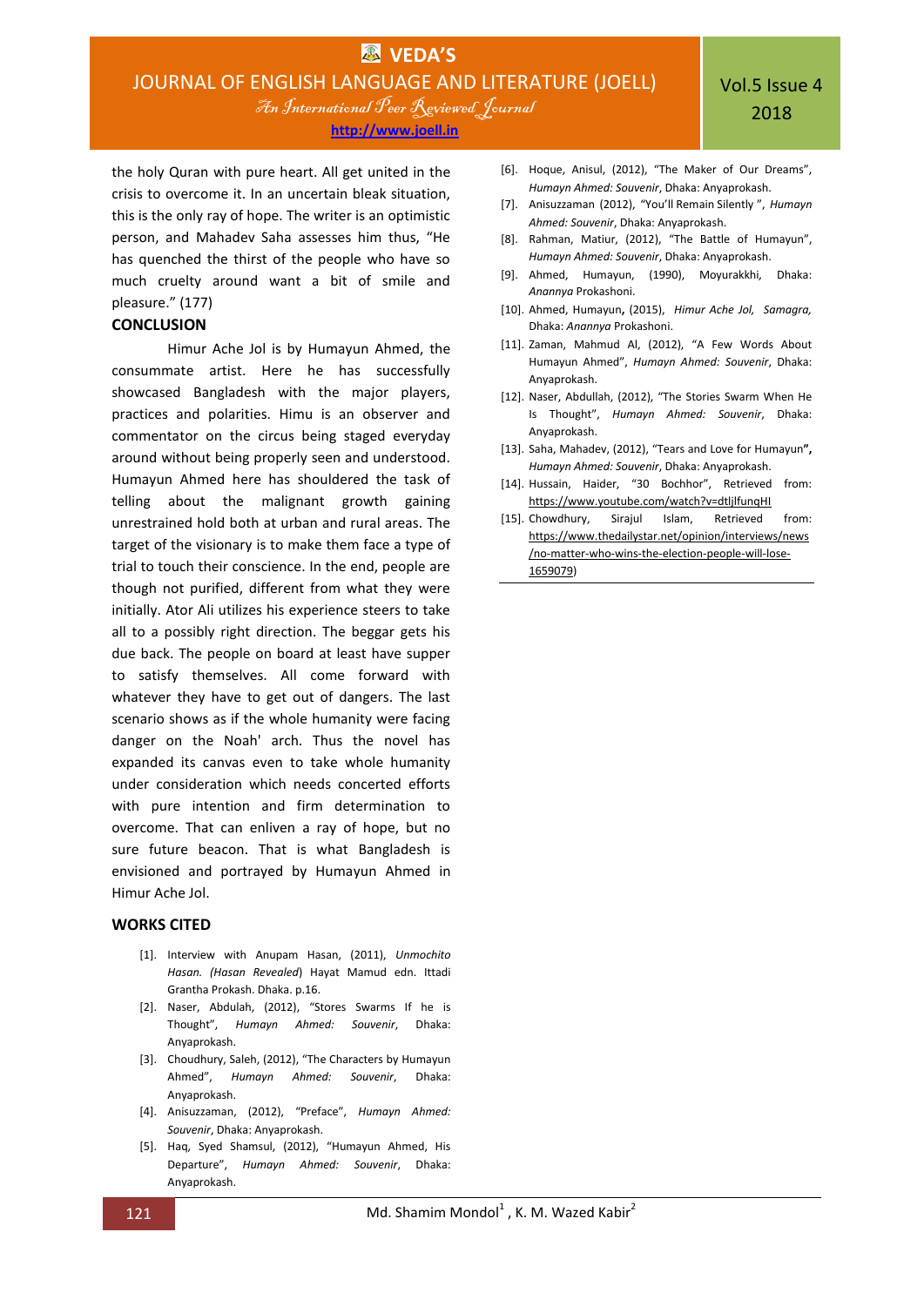the holy Quran with pure heart. All get united in the crisis to overcome it. In an uncertain bleak situation, this is the only ray of hope. The writer is an optimistic person, and Mahadev Saha assesses him thus, "He has quenched the thirst of the people who have so much cruelty around want a bit of smile and pleasure." (177)

## CONCLUSION

Himur Ache Jol is by Humayun Ahmed, the consummate artist. Here he has successfully showcased Bangladesh with the major players, practices and polarities. Himu is an observer and commentator on the circus being staged everyday around without being properly seen and understood. Humayun Ahmed here has shouldered the task of telling about the malignant growth gaining unrestrained hold both at urban and rural areas. The target of the visionary is to make them face a type of trial to touch their conscience. In the end, people are though not purified, different from what they were initially. Ator Ali utilizes his experience steers to take all to a possibly right direction. The beggar gets his due back. The people on board at least have supper to satisfy themselves. All come forward with whatever they have to get out of dangers. The last scenario shows as if the whole humanity were facing danger on the Noah' arch. Thus the novel has expanded its canvas even to take whole humanity under consideration which needs concerted efforts with pure intention and firm determination to overcome. That can enliven a ray of hope, but no sure future beacon. That is what Bangladesh is envisioned and portrayed by Humayun Ahmed in Himur Ache Jol.

## WORKS CITED

[1]. Interview with Anupam Hasan, (2011), *Unmochito Hasan. (Hasan Revealed)* Hayat Mamud edn. Ittadi Grantha Prokash. Dhaka. p.16.

[2]. Naser, Abdulah, (2012), "Stores Swarms If he is Thought", *Humayn Ahmed: Souvenir*, Dhaka: Anyaprokash.

[3]. Choudhury, Saleh, (2012), "The Characters by Humayun Ahmed", *Humayn Ahmed: Souvenir*, Dhaka: Anyaprokash.

[4]. Anisuzzaman, (2012), "Preface", *Humayn Ahmed: Souvenir*, Dhaka: Anyaprokash.

[5]. Haq, Syed Shamsul, (2012), "Humayun Ahmed, His Departure", *Humayn Ahmed: Souvenir*, Dhaka: Anyaprokash.

[6]. Hoque, Anisul, (2012), "The Maker of Our Dreams", *Humayn Ahmed: Souvenir*, Dhaka: Anyaprokash.

[7]. Anisuzzaman (2012), "You'll Remain Silently ", *Humayn Ahmed: Souvenir*, Dhaka: Anyaprokash.

[8]. Rahman, Matiur, (2012), "The Battle of Humayun", *Humayn Ahmed: Souvenir*, Dhaka: Anyaprokash.

[9]. Ahmed, Humayun, (1990), *Moyurakkhi*, Dhaka: *Anannya* Prokashoni.

[10]. Ahmed, Humayun**,** (2015), *Himur Ache Jol, Samagra,* Dhaka: *Anannya* Prokashoni.

[11]. Zaman, Mahmud Al, (2012), "A Few Words About Humayun Ahmed", *Humayn Ahmed: Souvenir*, Dhaka: Anyaprokash.

[12]. Naser, Abdullah, (2012), "The Stories Swarm When He Is Thought", *Humayn Ahmed: Souvenir*, Dhaka: Anyaprokash.

[13]. Saha, Mahadev, (2012), "Tears and Love for Humayun**",** *Humayn Ahmed: Souvenir*, Dhaka: Anyaprokash.

[14]. Hussain, Haider, "30 Bochhor", Retrieved from: https://www.youtube.com/watch?v=dtljlfunqHI

[15]. Chowdhury, Sirajul Islam, Retrieved from: https://www.thedailystar.net/opinion/interviews/news/no-matter-who-wins-the-election-people-will-lose-1659079)